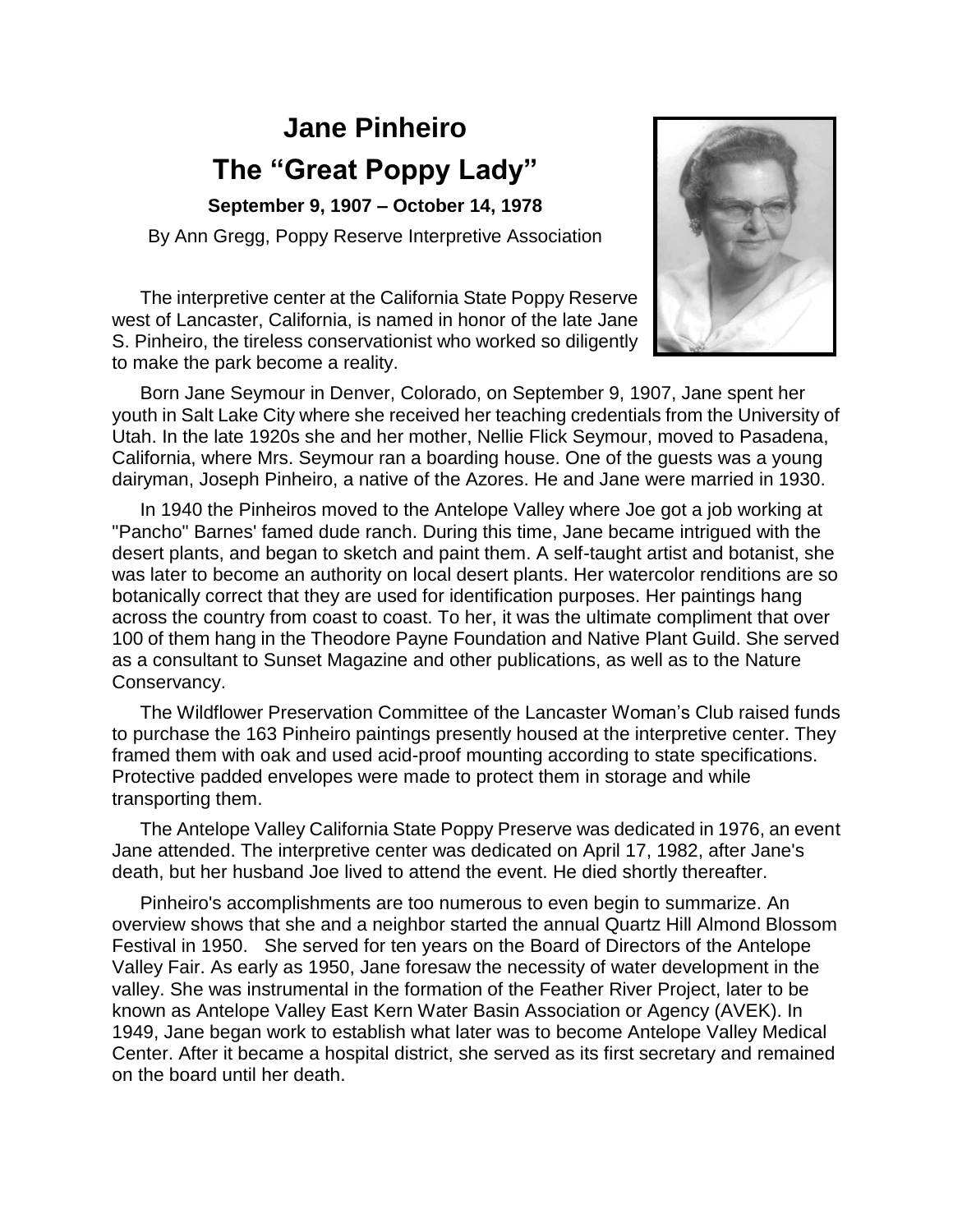# Jane Pinheiro

# The "Great Poppy Lady"

**September 9, 1907 – October 14, 1978**

By Ann Gregg, Poppy Reserve Interpretive Association

The interpretive center at the California State Poppy Reserve west of Lancaster, California, is named in honor of the late Jane S. Pinheiro, the tireless conservationist who worked so diligently to make the park become a reality.

Born Jane Seymour in Denver, Colorado, on September 9, 1907, Jane spent her youth in Salt Lake City where she received her teaching credentials from the University of Utah. In the late 1920s she and her mother, Nellie Flick Seymour, moved to Pasadena, California, where Mrs. Seymour ran a boarding house. One of the guests was a young dairyman, Joseph Pinheiro, a native of the Azores. He and Jane were married in 1930.

In 1940 the Pinheiros moved to the Antelope Valley where Joe got a job working at "Pancho" Barnes' famed dude ranch. During this time, Jane became intrigued with the desert plants, and began to sketch and paint them. A self-taught artist and botanist, she was later to become an authority on local desert plants. Her watercolor renditions are so botanically correct that they are used for identification purposes. Her paintings hang across the country from coast to coast. To her, it was the ultimate compliment that over 100 of them hang in the Theodore Payne Foundation and Native Plant Guild. She served as a consultant to Sunset Magazine and other publications, as well as to the Nature Conservancy.

The Wildflower Preservation Committee of the Lancaster Woman's Club raised funds to purchase the 163 Pinheiro paintings presently housed at the interpretive center. They framed them with oak and used acid-proof mounting according to state specifications. Protective padded envelopes were made to protect them in storage and while transporting them.

The Antelope Valley California State Poppy Preserve was dedicated in 1976, an event Jane attended. The interpretive center was dedicated on April 17, 1982, after Jane's death, but her husband Joe lived to attend the event. He died shortly thereafter.

Pinheiro's accomplishments are too numerous to even begin to summarize. An overview shows that she and a neighbor started the annual Quartz Hill Almond Blossom Festival in 1950. She served for ten years on the Board of Directors of the Antelope Valley Fair. As early as 1950, Jane foresaw the necessity of water development in the valley. She was instrumental in the formation of the Feather River Project, later to be known as Antelope Valley East Kern Water Basin Association or Agency (AVEK). In 1949, Jane began work to establish what later was to become Antelope Valley Medical Center. After it became a hospital district, she served as its first secretary and remained on the board until her death.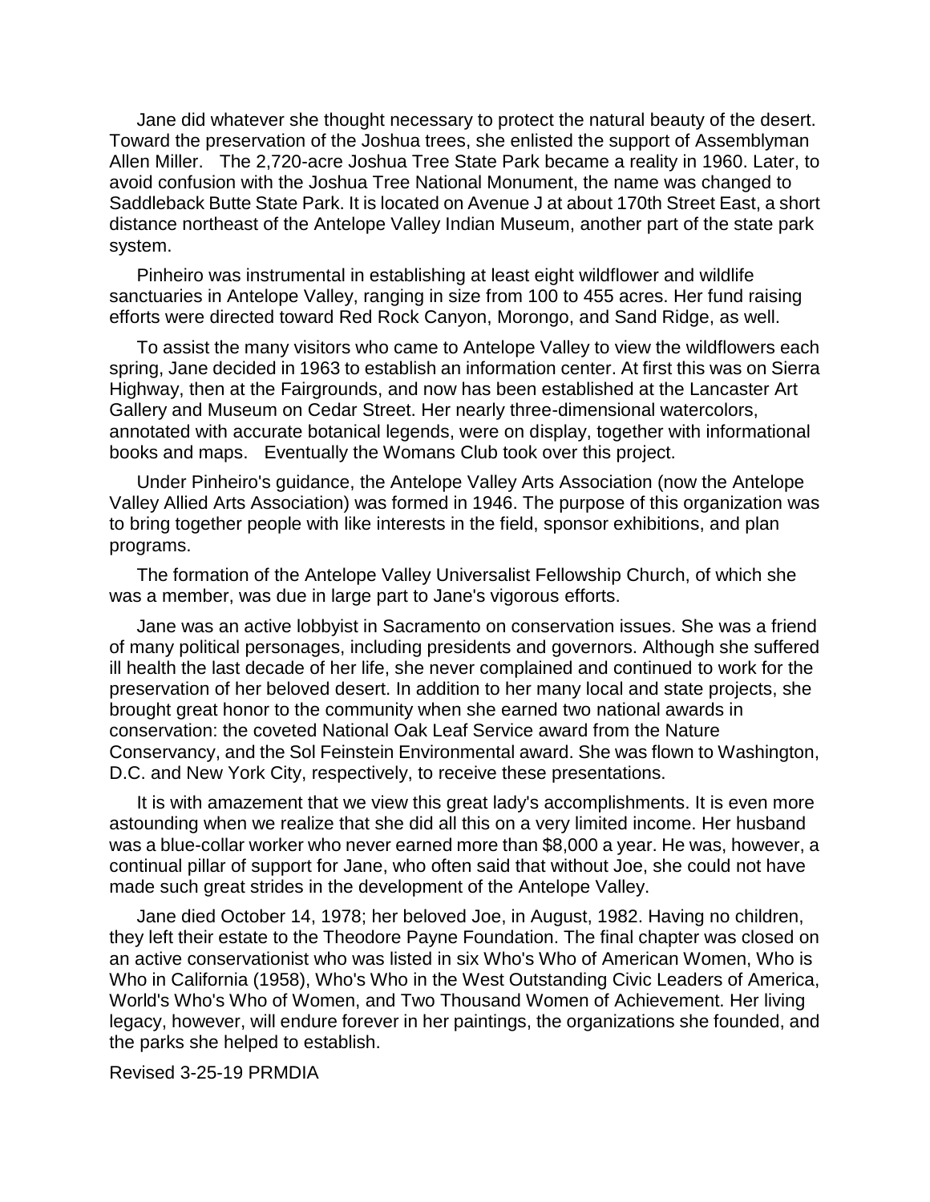Jane did whatever she thought necessary to protect the natural beauty of the desert. Toward the preservation of the Joshua trees, she enlisted the support of Assemblyman Allen Miller. The 2,720-acre Joshua Tree State Park became a reality in 1960. Later, to avoid confusion with the Joshua Tree National Monument, the name was changed to Saddleback Butte State Park. It is located on Avenue J at about 170th Street East, a short distance northeast of the Antelope Valley Indian Museum, another part of the state park system.

Pinheiro was instrumental in establishing at least eight wildflower and wildlife sanctuaries in Antelope Valley, ranging in size from 100 to 455 acres. Her fund raising efforts were directed toward Red Rock Canyon, Morongo, and Sand Ridge, as well.

To assist the many visitors who came to Antelope Valley to view the wildflowers each spring, Jane decided in 1963 to establish an information center. At first this was on Sierra Highway, then at the Fairgrounds, and now has been established at the Lancaster Art Gallery and Museum on Cedar Street. Her nearly three-dimensional watercolors, annotated with accurate botanical legends, were on display, together with informational books and maps. Eventually the Womans Club took over this project.

Under Pinheiro's guidance, the Antelope Valley Arts Association (now the Antelope Valley Allied Arts Association) was formed in 1946. The purpose of this organization was to bring together people with like interests in the field, sponsor exhibitions, and plan programs.

The formation of the Antelope Valley Universalist Fellowship Church, of which she was a member, was due in large part to Jane's vigorous efforts.

Jane was an active lobbyist in Sacramento on conservation issues. She was a friend of many political personages, including presidents and governors. Although she suffered ill health the last decade of her life, she never complained and continued to work for the preservation of her beloved desert. In addition to her many local and state projects, she brought great honor to the community when she earned two national awards in conservation: the coveted National Oak Leaf Service award from the Nature Conservancy, and the Sol Feinstein Environmental award. She was flown to Washington, D.C. and New York City, respectively, to receive these presentations.

It is with amazement that we view this great lady's accomplishments. It is even more astounding when we realize that she did all this on a very limited income. Her husband was a blue-collar worker who never earned more than $8,000 a year. He was, however, a continual pillar of support for Jane, who often said that without Joe, she could not have made such great strides in the development of the Antelope Valley.

Jane died October 14, 1978; her beloved Joe, in August, 1982. Having no children, they left their estate to the Theodore Payne Foundation. The final chapter was closed on an active conservationist who was listed in six Who's Who of American Women, Who is Who in California (1958), Who's Who in the West Outstanding Civic Leaders of America, World's Who's Who of Women, and Two Thousand Women of Achievement. Her living legacy, however, will endure forever in her paintings, the organizations she founded, and the parks she helped to establish.

Revised 3-25-19 PRMDIA